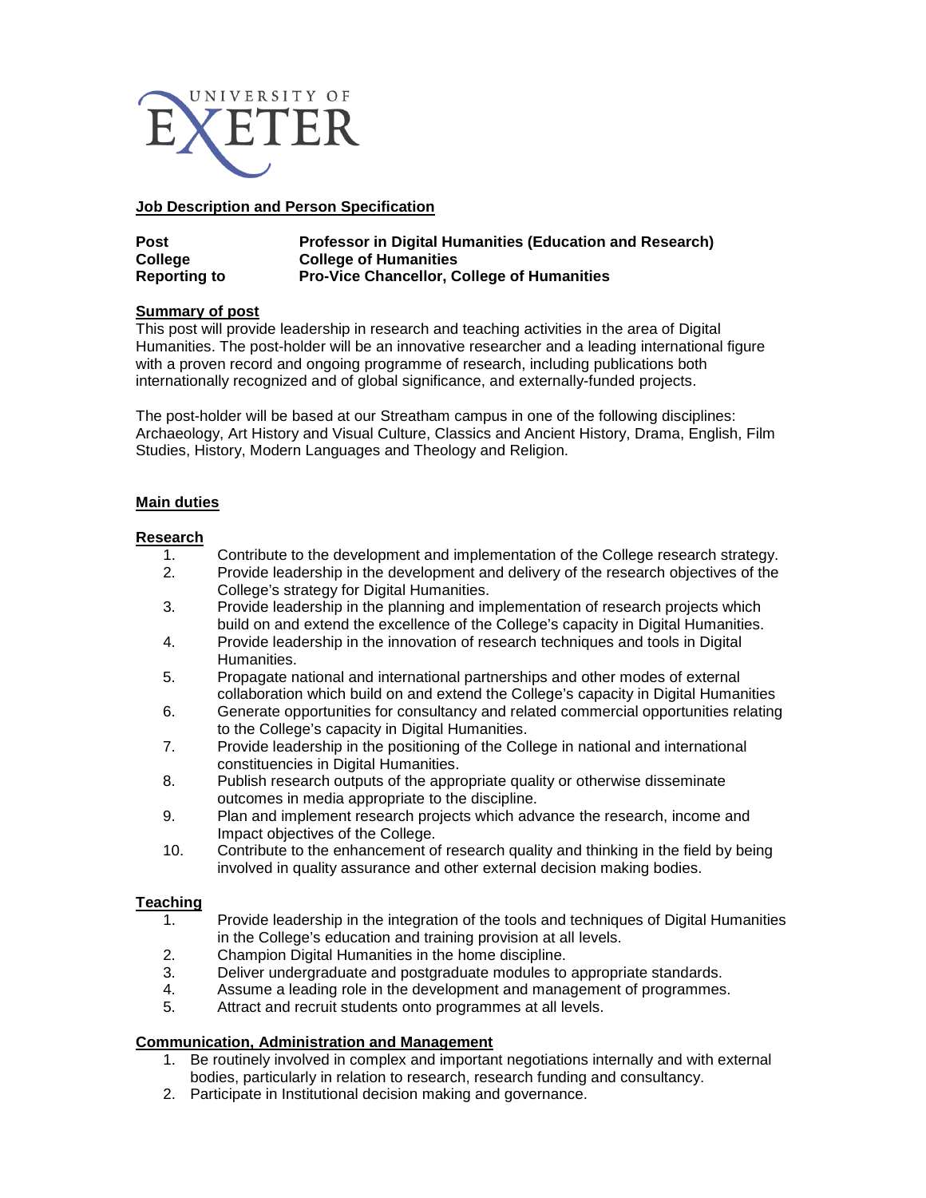UNIVERSITY OF EXETER

## Job Description and Person Specification

**Post** — **Professor in Digital Humanities (Education and Research)**
**College** — **College of Humanities**
**Reporting to** — **Pro-Vice Chancellor, College of Humanities**

### Summary of post

This post will provide leadership in research and teaching activities in the area of Digital Humanities. The post-holder will be an innovative researcher and a leading international figure with a proven record and ongoing programme of research, including publications both internationally recognized and of global significance, and externally-funded projects.

The post-holder will be based at our Streatham campus in one of the following disciplines: Archaeology, Art History and Visual Culture, Classics and Ancient History, Drama, English, Film Studies, History, Modern Languages and Theology and Religion.

### Main duties

#### Research

1. Contribute to the development and implementation of the College research strategy.
2. Provide leadership in the development and delivery of the research objectives of the College's strategy for Digital Humanities.
3. Provide leadership in the planning and implementation of research projects which build on and extend the excellence of the College's capacity in Digital Humanities.
4. Provide leadership in the innovation of research techniques and tools in Digital Humanities.
5. Propagate national and international partnerships and other modes of external collaboration which build on and extend the College's capacity in Digital Humanities
6. Generate opportunities for consultancy and related commercial opportunities relating to the College's capacity in Digital Humanities.
7. Provide leadership in the positioning of the College in national and international constituencies in Digital Humanities.
8. Publish research outputs of the appropriate quality or otherwise disseminate outcomes in media appropriate to the discipline.
9. Plan and implement research projects which advance the research, income and Impact objectives of the College.
10. Contribute to the enhancement of research quality and thinking in the field by being involved in quality assurance and other external decision making bodies.

#### Teaching

1. Provide leadership in the integration of the tools and techniques of Digital Humanities in the College's education and training provision at all levels.
2. Champion Digital Humanities in the home discipline.
3. Deliver undergraduate and postgraduate modules to appropriate standards.
4. Assume a leading role in the development and management of programmes.
5. Attract and recruit students onto programmes at all levels.

#### Communication, Administration and Management

1. Be routinely involved in complex and important negotiations internally and with external bodies, particularly in relation to research, research funding and consultancy.
2. Participate in Institutional decision making and governance.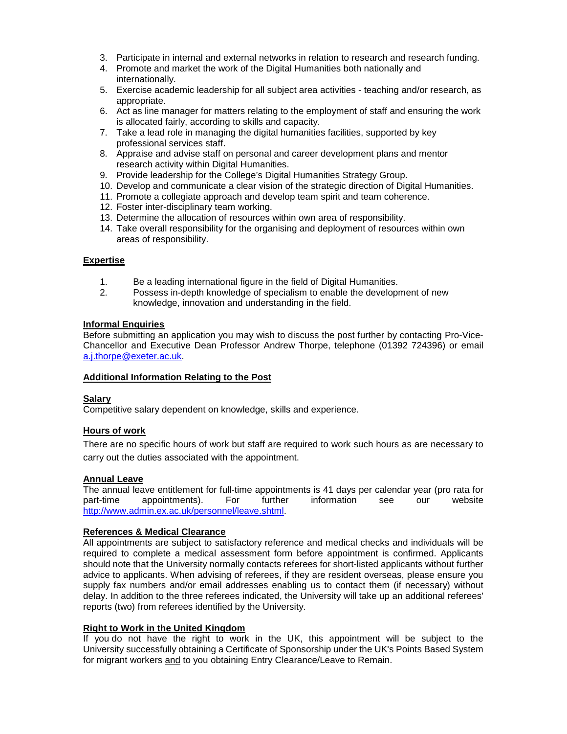3. Participate in internal and external networks in relation to research and research funding.
4. Promote and market the work of the Digital Humanities both nationally and internationally.
5. Exercise academic leadership for all subject area activities - teaching and/or research, as appropriate.
6. Act as line manager for matters relating to the employment of staff and ensuring the work is allocated fairly, according to skills and capacity.
7. Take a lead role in managing the digital humanities facilities, supported by key professional services staff.
8. Appraise and advise staff on personal and career development plans and mentor research activity within Digital Humanities.
9. Provide leadership for the College's Digital Humanities Strategy Group.
10. Develop and communicate a clear vision of the strategic direction of Digital Humanities.
11. Promote a collegiate approach and develop team spirit and team coherence.
12. Foster inter-disciplinary team working.
13. Determine the allocation of resources within own area of responsibility.
14. Take overall responsibility for the organising and deployment of resources within own areas of responsibility.

**Expertise**

1. Be a leading international figure in the field of Digital Humanities.
2. Possess in-depth knowledge of specialism to enable the development of new knowledge, innovation and understanding in the field.

**Informal Enquiries**

Before submitting an application you may wish to discuss the post further by contacting Pro-Vice-Chancellor and Executive Dean Professor Andrew Thorpe, telephone (01392 724396) or email a.j.thorpe@exeter.ac.uk.

**Additional Information Relating to the Post**

**Salary**

Competitive salary dependent on knowledge, skills and experience.

**Hours of work**

There are no specific hours of work but staff are required to work such hours as are necessary to carry out the duties associated with the appointment.

**Annual Leave**

The annual leave entitlement for full-time appointments is 41 days per calendar year (pro rata for part-time appointments). For further information see our website http://www.admin.ex.ac.uk/personnel/leave.shtml.

**References & Medical Clearance**

All appointments are subject to satisfactory reference and medical checks and individuals will be required to complete a medical assessment form before appointment is confirmed. Applicants should note that the University normally contacts referees for short-listed applicants without further advice to applicants. When advising of referees, if they are resident overseas, please ensure you supply fax numbers and/or email addresses enabling us to contact them (if necessary) without delay. In addition to the three referees indicated, the University will take up an additional referees' reports (two) from referees identified by the University.

**Right to Work in the United Kingdom**

If you do not have the right to work in the UK, this appointment will be subject to the University successfully obtaining a Certificate of Sponsorship under the UK's Points Based System for migrant workers and to you obtaining Entry Clearance/Leave to Remain.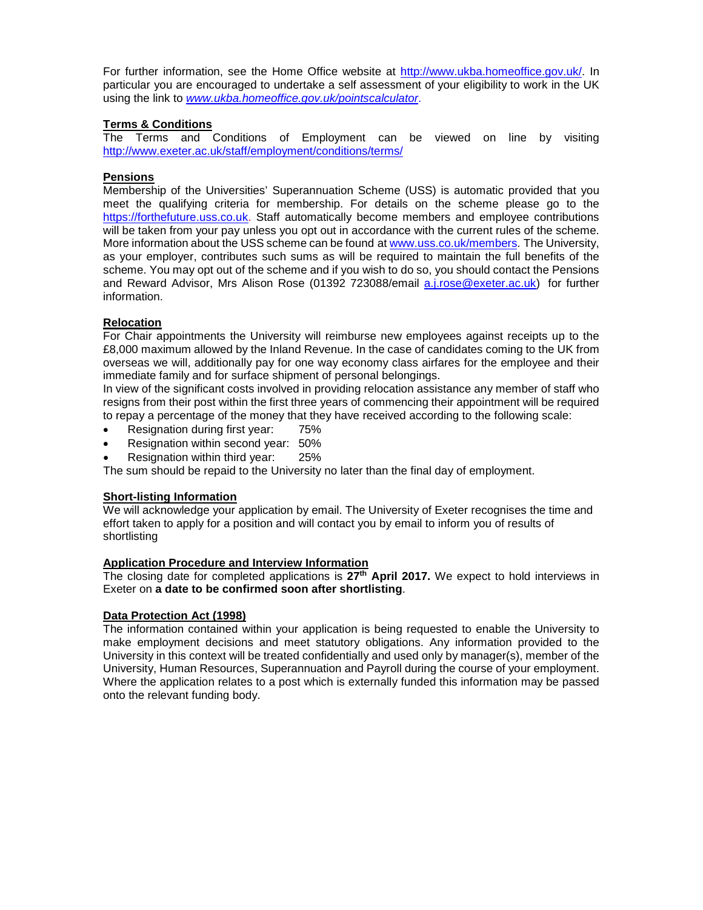For further information, see the Home Office website at http://www.ukba.homeoffice.gov.uk/. In particular you are encouraged to undertake a self assessment of your eligibility to work in the UK using the link to *www.ukba.homeoffice.gov.uk/pointscalculator*.

**Terms & Conditions**

The Terms and Conditions of Employment can be viewed on line by visiting http://www.exeter.ac.uk/staff/employment/conditions/terms/

**Pensions**

Membership of the Universities' Superannuation Scheme (USS) is automatic provided that you meet the qualifying criteria for membership. For details on the scheme please go to the https://forthefuture.uss.co.uk. Staff automatically become members and employee contributions will be taken from your pay unless you opt out in accordance with the current rules of the scheme. More information about the USS scheme can be found at www.uss.co.uk/members. The University, as your employer, contributes such sums as will be required to maintain the full benefits of the scheme. You may opt out of the scheme and if you wish to do so, you should contact the Pensions and Reward Advisor, Mrs Alison Rose (01392 723088/email a.j.rose@exeter.ac.uk) for further information.

**Relocation**

For Chair appointments the University will reimburse new employees against receipts up to the £8,000 maximum allowed by the Inland Revenue. In the case of candidates coming to the UK from overseas we will, additionally pay for one way economy class airfares for the employee and their immediate family and for surface shipment of personal belongings.

In view of the significant costs involved in providing relocation assistance any member of staff who resigns from their post within the first three years of commencing their appointment will be required to repay a percentage of the money that they have received according to the following scale:

- Resignation during first year: 75%
- Resignation within second year: 50%
- Resignation within third year: 25%

The sum should be repaid to the University no later than the final day of employment.

**Short-listing Information**

We will acknowledge your application by email. The University of Exeter recognises the time and effort taken to apply for a position and will contact you by email to inform you of results of shortlisting

**Application Procedure and Interview Information**

The closing date for completed applications is **27th April 2017.** We expect to hold interviews in Exeter on **a date to be confirmed soon after shortlisting**.

**Data Protection Act (1998)**

The information contained within your application is being requested to enable the University to make employment decisions and meet statutory obligations. Any information provided to the University in this context will be treated confidentially and used only by manager(s), member of the University, Human Resources, Superannuation and Payroll during the course of your employment. Where the application relates to a post which is externally funded this information may be passed onto the relevant funding body.